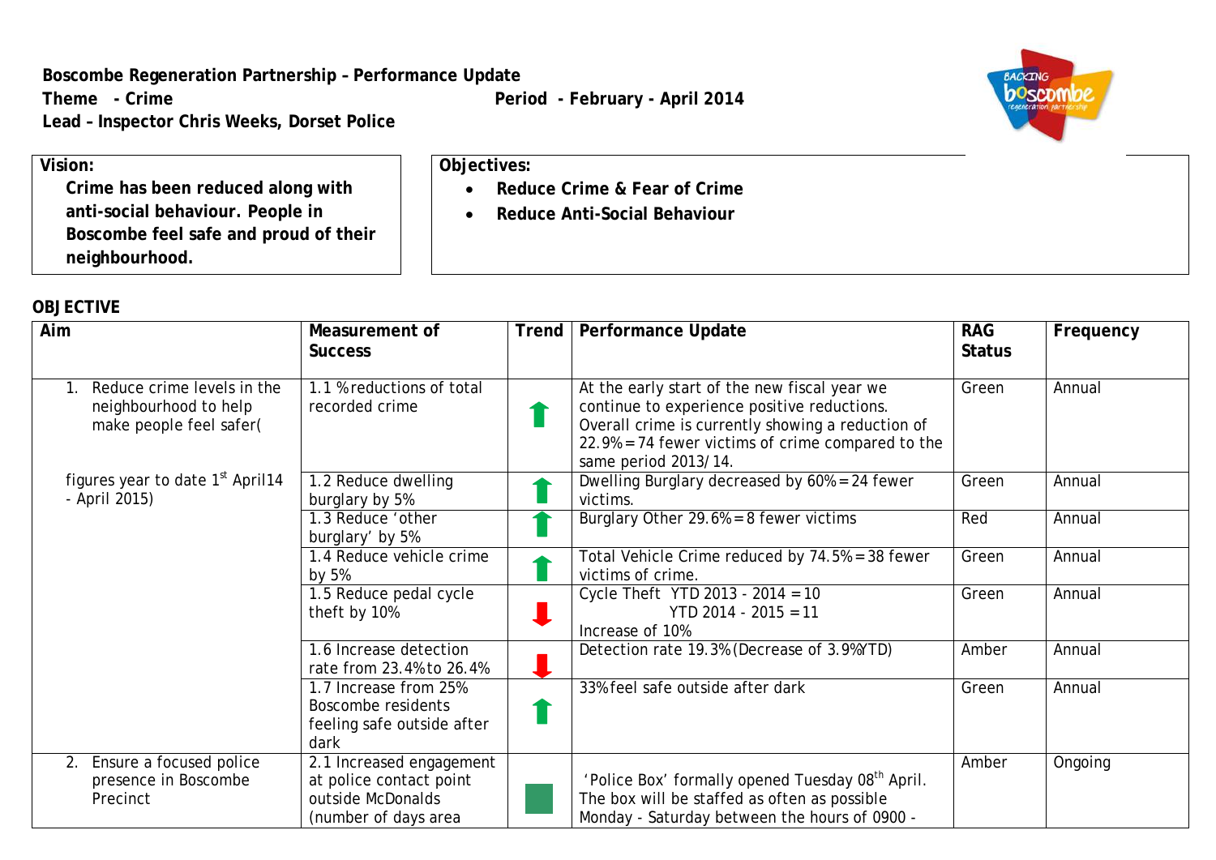**Boscombe Regeneration Partnership – Performance Update**

**Theme - Crime** | **Period - February - April 2014**

**Lead – Inspector Chris Weeks, Dorset Police**

**Vision:**

**Crime has been reduced along with anti-social behaviour. People in Boscombe feel safe and proud of their neighbourhood.**

**Objectives:**

- **Reduce Crime & Fear of Crime**
- **Reduce Anti-Social Behaviour**

**OBJECTIVE**

| Aim | Measurement of Success | Trend | Performance Update | RAG Status | Frequency |
|---|---|---|---|---|---|
| 1. Reduce crime levels in the neighbourhood to help make people feel safer( | 1.1 % reductions of total recorded crime | ⬆ | At the early start of the new fiscal year we continue to experience positive reductions. Overall crime is currently showing a reduction of 22.9% = 74 fewer victims of crime compared to the same period 2013/14. | Green | Annual |
| figures year to date 1st April14 - April 2015) | 1.2 Reduce dwelling burglary by 5% | ⬆ | Dwelling Burglary decreased by 60% = 24 fewer victims. | Green | Annual |
| | 1.3 Reduce 'other burglary' by 5% | ⬆ | Burglary Other 29.6% = 8 fewer victims | Red | Annual |
| | 1.4 Reduce vehicle crime by 5% | ⬆ | Total Vehicle Crime reduced by 74.5% = 38 fewer victims of crime. | Green | Annual |
| | 1.5 Reduce pedal cycle theft by 10% | ⬇ | Cycle Theft YTD 2013 - 2014 = 10<br>YTD 2014 - 2015 = 11<br>Increase of 10% | Green | Annual |
| | 1.6 Increase detection rate from 23.4% to 26.4% | ⬇ | Detection rate 19.3% (Decrease of 3.9% YTD) | Amber | Annual |
| | 1.7 Increase from 25% Boscombe residents feeling safe outside after dark | ⬆ | 33% feel safe outside after dark | Green | Annual |
| 2. Ensure a focused police presence in Boscombe Precinct | 2.1 Increased engagement at police contact point outside McDonalds (number of days area | ■ | 'Police Box' formally opened Tuesday 08th April. The box will be staffed as often as possible Monday - Saturday between the hours of 0900 - | Amber | Ongoing |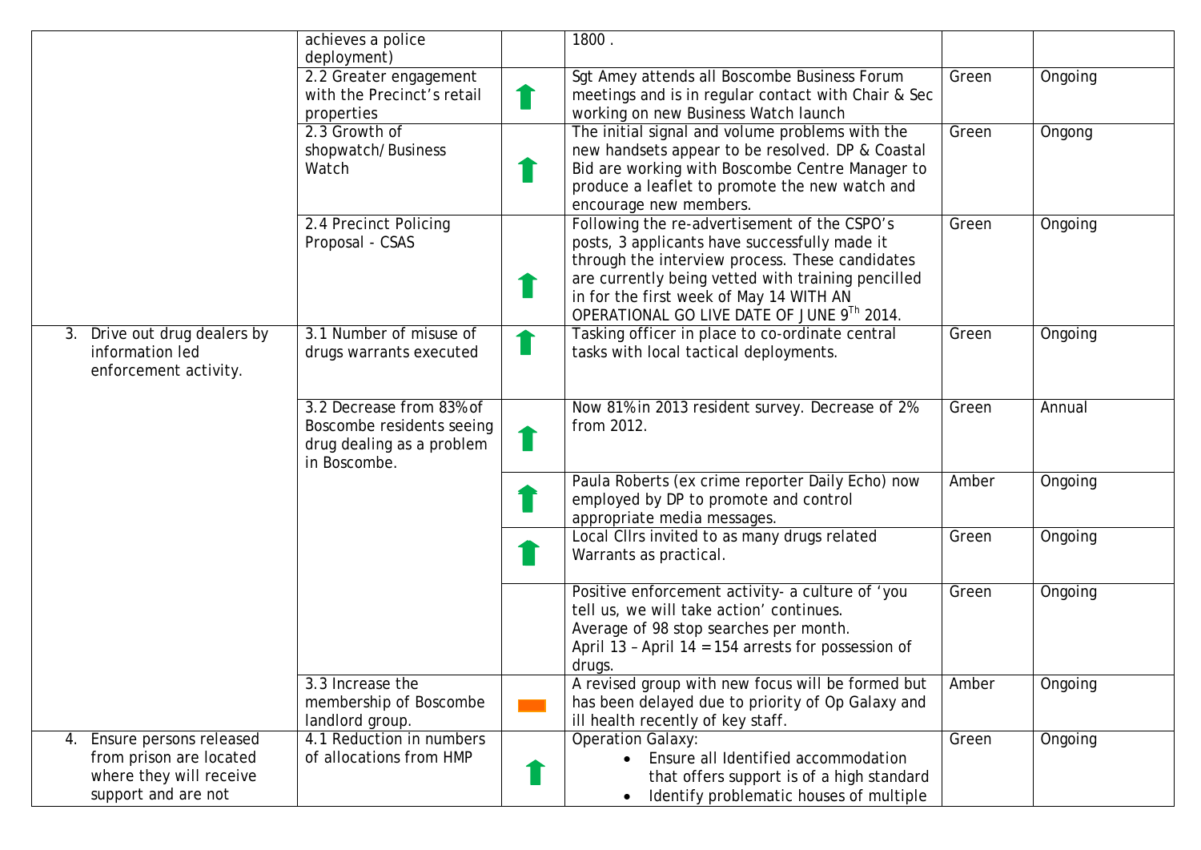| | | | | | |
|---|---|---|---|---|---|
| | achieves a police deployment) | | 1800 . | | |
| | 2.2 Greater engagement with the Precinct's retail properties | ⬆ | Sgt Amey attends all Boscombe Business Forum meetings and is in regular contact with Chair & Sec working on new Business Watch launch | Green | Ongoing |
| | 2.3 Growth of shopwatch/Business Watch | ⬆ | The initial signal and volume problems with the new handsets appear to be resolved. DP & Coastal Bid are working with Boscombe Centre Manager to produce a leaflet to promote the new watch and encourage new members. | Green | Ongong |
| | 2.4 Precinct Policing Proposal - CSAS | ⬆ | Following the re-advertisement of the CSPO's posts, 3 applicants have successfully made it through the interview process. These candidates are currently being vetted with training pencilled in for the first week of May 14 WITH AN OPERATIONAL GO LIVE DATE OF JUNE 9Th 2014. | Green | Ongoing |
| 3. Drive out drug dealers by information led enforcement activity. | 3.1 Number of misuse of drugs warrants executed | ⬆ | Tasking officer in place to co-ordinate central tasks with local tactical deployments. | Green | Ongoing |
| | 3.2 Decrease from 83% of Boscombe residents seeing drug dealing as a problem in Boscombe. | ⬆ | Now 81% in 2013 resident survey. Decrease of 2% from 2012. | Green | Annual |
| | | ⬆ | Paula Roberts (ex crime reporter Daily Echo) now employed by DP to promote and control appropriate media messages. | Amber | Ongoing |
| | | ⬆ | Local Cllrs invited to as many drugs related Warrants as practical. | Green | Ongoing |
| | | | Positive enforcement activity- a culture of 'you tell us, we will take action' continues.<br>Average of 98 stop searches per month.<br>April 13 – April 14 = 154 arrests for possession of drugs. | Green | Ongoing |
| | 3.3 Increase the membership of Boscombe landlord group. | ▬ | A revised group with new focus will be formed but has been delayed due to priority of Op Galaxy and ill health recently of key staff. | Amber | Ongoing |
| 4. Ensure persons released from prison are located where they will receive support and are not | 4.1 Reduction in numbers of allocations from HMP | ⬆ | Operation Galaxy:<br>• Ensure all Identified accommodation that offers support is of a high standard<br>• Identify problematic houses of multiple | Green | Ongoing |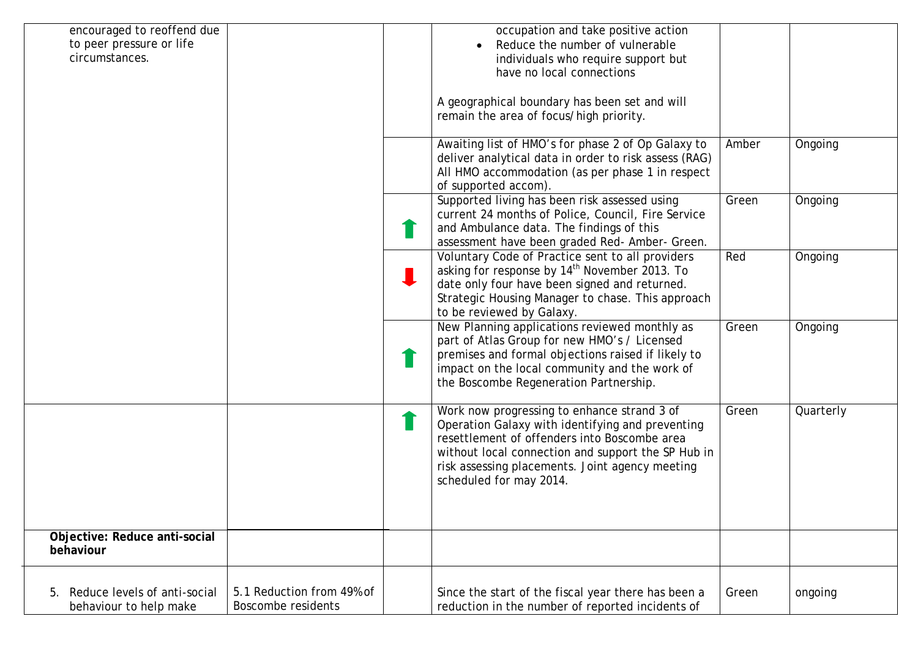| | | | | | |
|---|---|---|---|---|---|
| encouraged to reoffend due to peer pressure or life circumstances. | | | occupation and take positive action<br>• Reduce the number of vulnerable individuals who require support but have no local connections<br><br>A geographical boundary has been set and will remain the area of focus/high priority. | | |
| | | | Awaiting list of HMO's for phase 2 of Op Galaxy to deliver analytical data in order to risk assess (RAG) All HMO accommodation (as per phase 1 in respect of supported accom). | Amber | Ongoing |
| | | ⬆ | Supported living has been risk assessed using current 24 months of Police, Council, Fire Service and Ambulance data. The findings of this assessment have been graded Red- Amber- Green. | Green | Ongoing |
| | | ⬇ | Voluntary Code of Practice sent to all providers asking for response by 14th November 2013. To date only four have been signed and returned. Strategic Housing Manager to chase. This approach to be reviewed by Galaxy. | Red | Ongoing |
| | | ⬆ | New Planning applications reviewed monthly as part of Atlas Group for new HMO's / Licensed premises and formal objections raised if likely to impact on the local community and the work of the Boscombe Regeneration Partnership. | Green | Ongoing |
| | | ⬆ | Work now progressing to enhance strand 3 of Operation Galaxy with identifying and preventing resettlement of offenders into Boscombe area without local connection and support the SP Hub in risk assessing placements. Joint agency meeting scheduled for may 2014. | Green | Quarterly |
| **Objective: Reduce anti-social behaviour** | | | | | |
| 5. Reduce levels of anti-social behaviour to help make | 5.1 Reduction from 49% of Boscombe residents | | Since the start of the fiscal year there has been a reduction in the number of reported incidents of | Green | ongoing |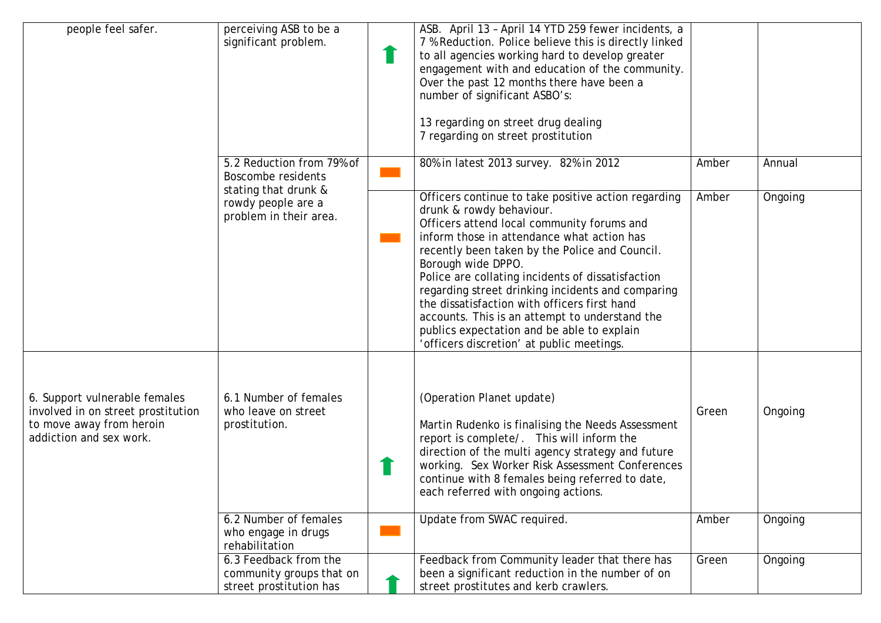| | | | | | |
|---|---|---|---|---|---|
| people feel safer. | perceiving ASB to be a significant problem. | ⬆ | ASB. April 13 – April 14 YTD 259 fewer incidents, a 7 % Reduction. Police believe this is directly linked to all agencies working hard to develop greater engagement with and education of the community. Over the past 12 months there have been a number of significant ASBO's:<br><br>13 regarding on street drug dealing<br>7 regarding on street prostitution | | |
| | 5.2 Reduction from 79% of Boscombe residents stating that drunk & rowdy people are a problem in their area. | ▬ | 80% in latest 2013 survey. 82% in 2012 | Amber | Annual |
| | | ▬ | Officers continue to take positive action regarding drunk & rowdy behaviour.<br>Officers attend local community forums and inform those in attendance what action has recently been taken by the Police and Council.<br>Borough wide DPPO.<br>Police are collating incidents of dissatisfaction regarding street drinking incidents and comparing the dissatisfaction with officers first hand accounts. This is an attempt to understand the publics expectation and be able to explain 'officers discretion' at public meetings. | Amber | Ongoing |
| 6. Support vulnerable females involved in on street prostitution to move away from heroin addiction and sex work. | 6.1 Number of females who leave on street prostitution. | ⬆ | (Operation Planet update)<br><br>Martin Rudenko is finalising the Needs Assessment report is complete/. This will inform the direction of the multi agency strategy and future working. Sex Worker Risk Assessment Conferences continue with 8 females being referred to date, each referred with ongoing actions. | Green | Ongoing |
| | 6.2 Number of females who engage in drugs rehabilitation | ▬ | Update from SWAC required. | Amber | Ongoing |
| | 6.3 Feedback from the community groups that on street prostitution has | ⬆ | Feedback from Community leader that there has been a significant reduction in the number of on street prostitutes and kerb crawlers. | Green | Ongoing |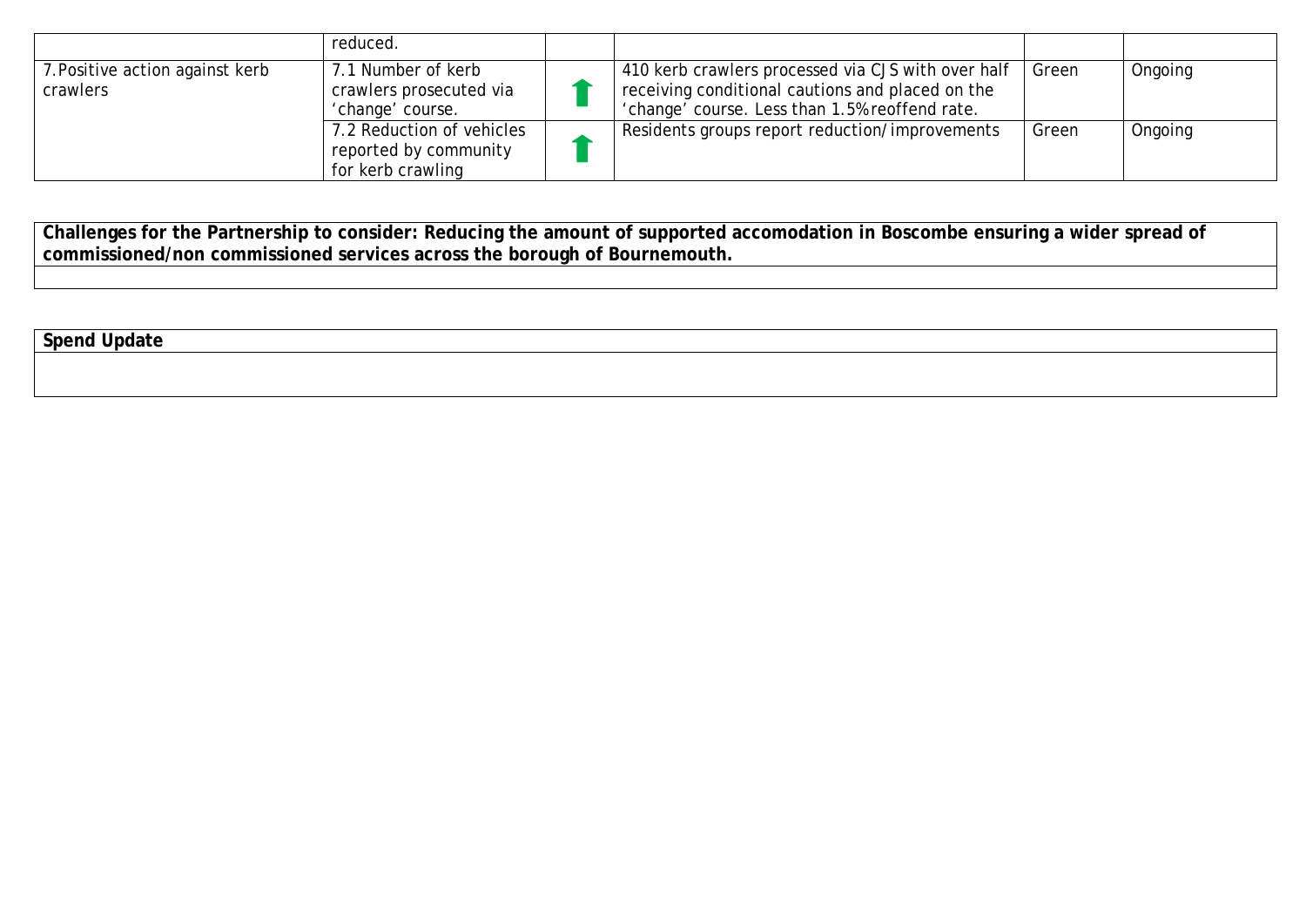| | | | | | |
|---|---|---|---|---|---|
| | reduced. | | | | |
| 7. Positive action against kerb crawlers | 7.1 Number of kerb crawlers prosecuted via 'change' course. | ⬆ | 410 kerb crawlers processed via CJS with over half receiving conditional cautions and placed on the 'change' course. Less than 1.5% reoffend rate. | Green | Ongoing |
| | 7.2 Reduction of vehicles reported by community for kerb crawling | ⬆ | Residents groups report reduction/improvements | Green | Ongoing |

| |
|---|
| **Challenges for the Partnership to consider: Reducing the amount of supported accomodation in Boscombe ensuring a wider spread of commissioned/non commissioned services across the borough of Bournemouth.** |
| |

| |
|---|
| **Spend Update** |
| |